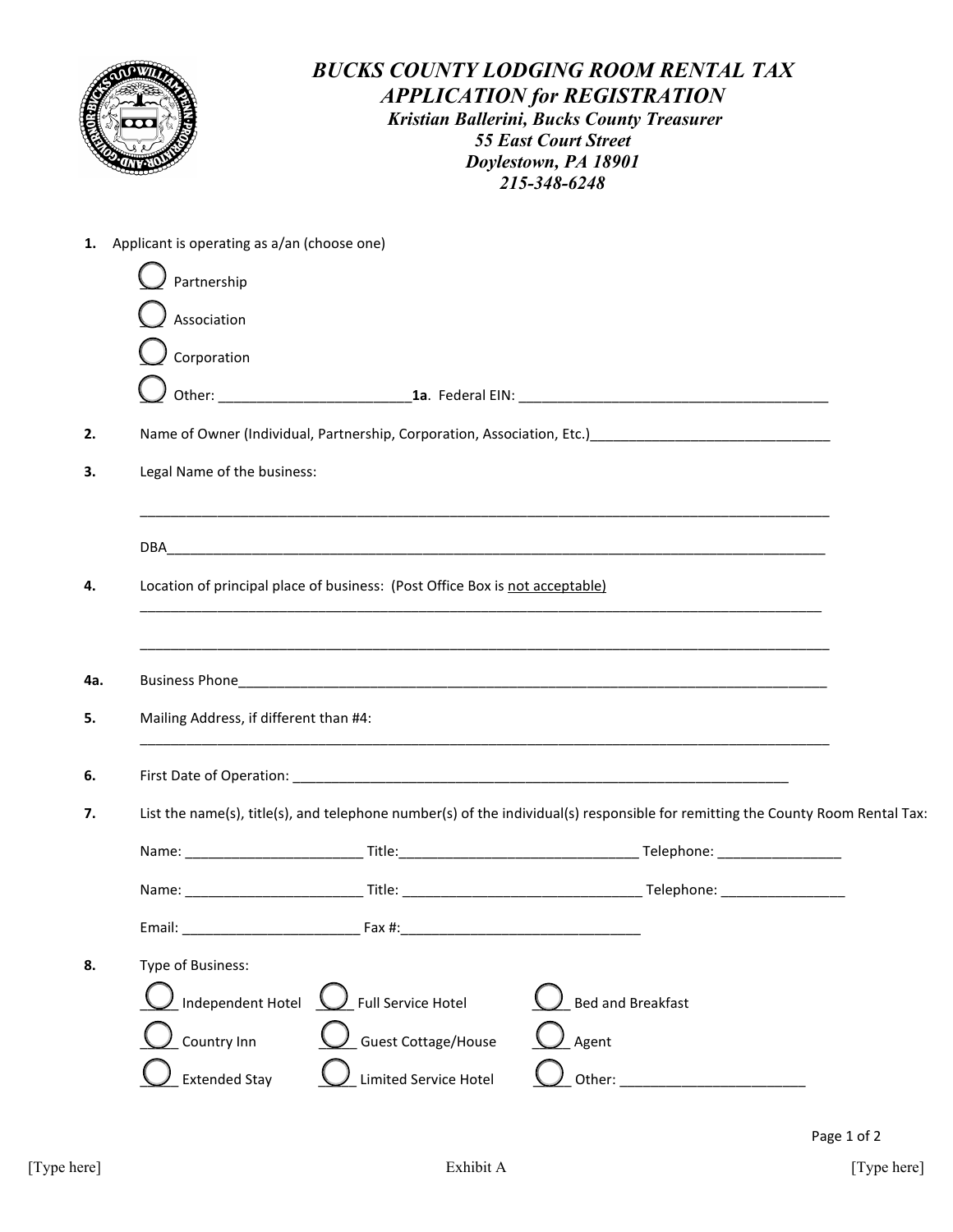# *BUCKS COUNTY LODGING ROOM RENTAL TAX APPLICATION for REGISTRATION*

***Kristian Ballerini, Bucks County Treasurer***
***55 East Court Street***
***Doylestown, PA 18901***
***215-348-6248***

**1.** Applicant is operating as a/an (choose one)

- ◯ Partnership
- ◯ Association
- ◯ Corporation
- ◯ Other: _________________________ **1a**. Federal EIN: ________________________________________

**2.** Name of Owner (Individual, Partnership, Corporation, Association, Etc.)_______________________________

**3.** Legal Name of the business:

_____________________________________________________________________________________________

DBA__________________________________________________________________________________________

**4.** Location of principal place of business: (Post Office Box is <u>not acceptable)</u>

_____________________________________________________________________________________________

_____________________________________________________________________________________________

**4a.** Business Phone___________________________________________________________________________

**5.** Mailing Address, if different than #4:

_____________________________________________________________________________________________

**6.** First Date of Operation: __________________________________________________________________

**7.** List the name(s), title(s), and telephone number(s) of the individual(s) responsible for remitting the County Room Rental Tax:

Name: ______________________ Title:______________________________ Telephone: ________________

Name: ______________________ Title: ______________________________ Telephone: ________________

Email: ______________________ Fax #:______________________________

**8.** Type of Business:

| | | |
|---|---|---|
| ◯ Independent Hotel | ◯ Full Service Hotel | ◯ Bed and Breakfast |
| ◯ Country Inn | ◯ Guest Cottage/House | ◯ Agent |
| ◯ Extended Stay | ◯ Limited Service Hotel | ◯ Other: ________________________ |

[Type here] Exhibit A [Type here]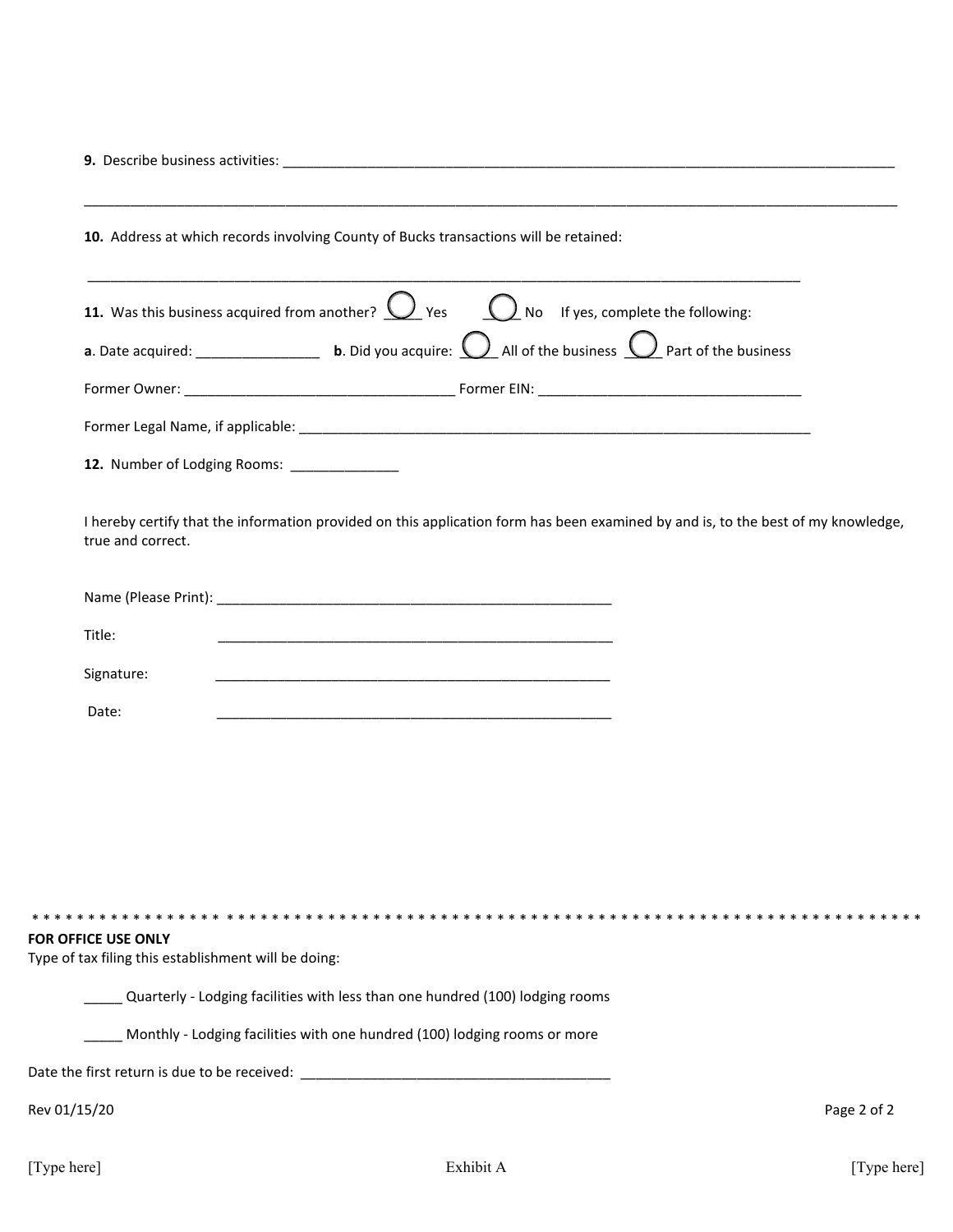**9.** Describe business activities: ___________________________________________________________________________

___________________________________________________________________________________________________

**10.** Address at which records involving County of Bucks transactions will be retained:

_______________________________________________________________________________________

**11.** Was this business acquired from another? ◯ Yes ◯ No If yes, complete the following:

**a**. Date acquired: _______________ **b**. Did you acquire: ◯ All of the business ◯ Part of the business

Former Owner: _________________________________ Former EIN: ________________________________

Former Legal Name, if applicable: ____________________________________________________________________

**12.** Number of Lodging Rooms: _____________

I hereby certify that the information provided on this application form has been examined by and is, to the best of my knowledge, true and correct.

Name (Please Print): ______________________________________________

Title: ______________________________________________

Signature: ______________________________________________

Date: ______________________________________________

* * * * * * * * * * * * * * * * * * * * * * * * * * * * * * * * * * * * * * * * * * * * * * * * * * * * * * * * * * * * * * * * * * * * * * * * * * * * * * * * * * * * * * * * * * * * * * * * * * * * * * * * * * * * *

**FOR OFFICE USE ONLY**

Type of tax filing this establishment will be doing:

_____ Quarterly - Lodging facilities with less than one hundred (100) lodging rooms

_____ Monthly - Lodging facilities with one hundred (100) lodging rooms or more

Date the first return is due to be received: ____________________________________

Rev 01/15/20

Exhibit A